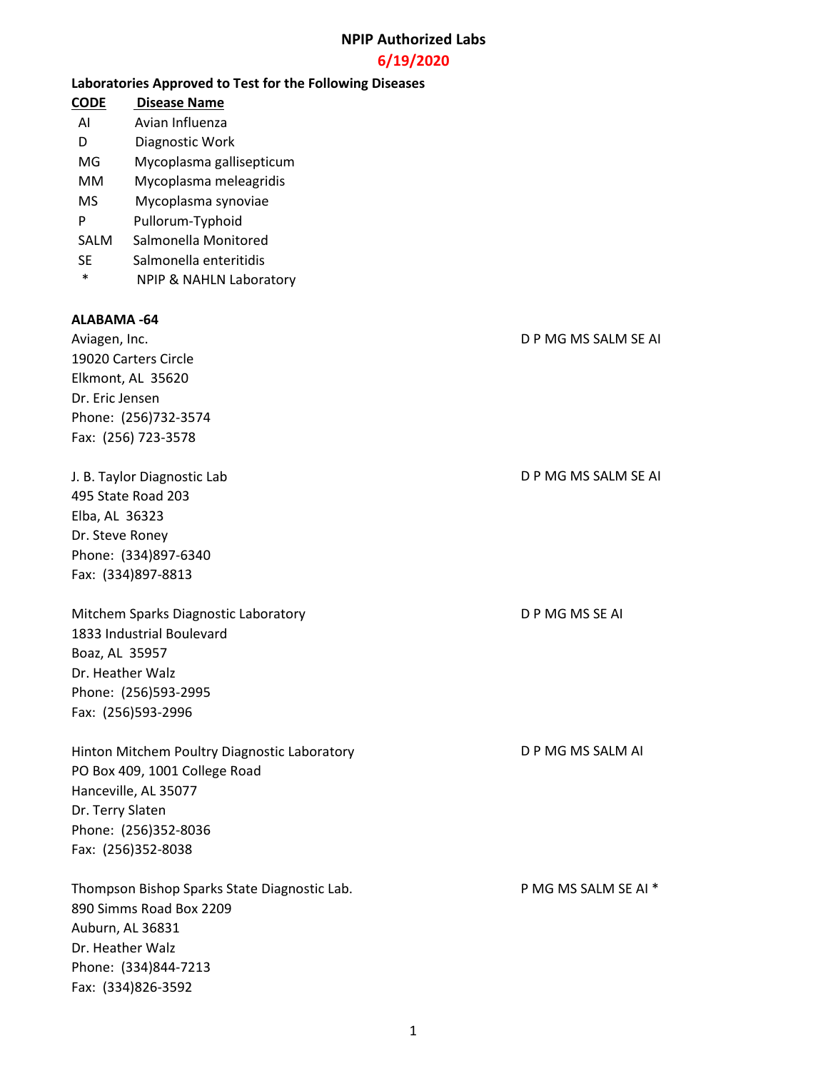# NPIP Authorized Labs

**6/19/2020**

**Laboratories Approved to Test for the Following Diseases**

| CODE | Disease Name |
|---|---|
| AI | Avian Influenza |
| D | Diagnostic Work |
| MG | Mycoplasma gallisepticum |
| MM | Mycoplasma meleagridis |
| MS | Mycoplasma synoviae |
| P | Pullorum-Typhoid |
| SALM | Salmonella Monitored |
| SE | Salmonella enteritidis |
| * | NPIP & NAHLN Laboratory |

**ALABAMA -64**

Aviagen, Inc. — D P MG MS SALM SE AI
19020 Carters Circle
Elkmont, AL 35620
Dr. Eric Jensen
Phone: (256)732-3574
Fax: (256) 723-3578

J. B. Taylor Diagnostic Lab — D P MG MS SALM SE AI
495 State Road 203
Elba, AL 36323
Dr. Steve Roney
Phone: (334)897-6340
Fax: (334)897-8813

Mitchem Sparks Diagnostic Laboratory — D P MG MS SE AI
1833 Industrial Boulevard
Boaz, AL 35957
Dr. Heather Walz
Phone: (256)593-2995
Fax: (256)593-2996

Hinton Mitchem Poultry Diagnostic Laboratory — D P MG MS SALM AI
PO Box 409, 1001 College Road
Hanceville, AL 35077
Dr. Terry Slaten
Phone: (256)352-8036
Fax: (256)352-8038

Thompson Bishop Sparks State Diagnostic Lab. — P MG MS SALM SE AI *
890 Simms Road Box 2209
Auburn, AL 36831
Dr. Heather Walz
Phone: (334)844-7213
Fax: (334)826-3592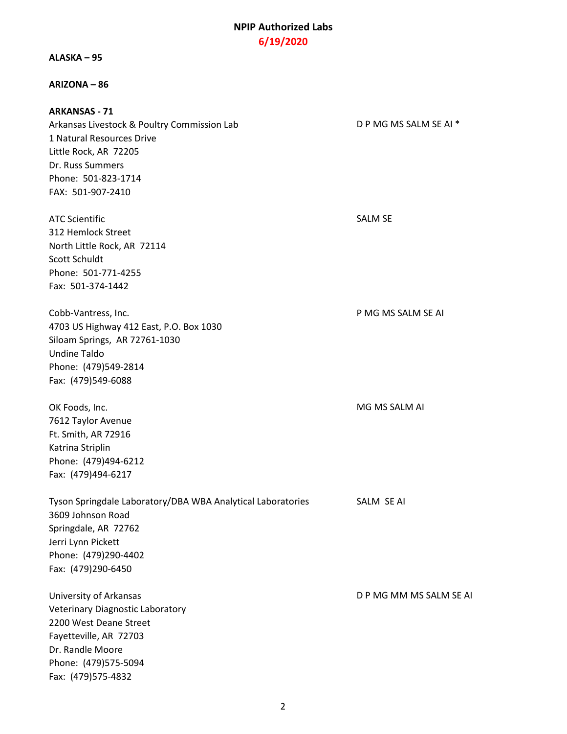# NPIP Authorized Labs

**6/19/2020**

**ALASKA – 95**

**ARIZONA – 86**

**ARKANSAS - 71**

Arkansas Livestock & Poultry Commission Lab — D P MG MS SALM SE AI *
1 Natural Resources Drive
Little Rock, AR 72205
Dr. Russ Summers
Phone: 501-823-1714
FAX: 501-907-2410

ATC Scientific — SALM SE
312 Hemlock Street
North Little Rock, AR 72114
Scott Schuldt
Phone: 501-771-4255
Fax: 501-374-1442

Cobb-Vantress, Inc. — P MG MS SALM SE AI
4703 US Highway 412 East, P.O. Box 1030
Siloam Springs, AR 72761-1030
Undine Taldo
Phone: (479)549-2814
Fax: (479)549-6088

OK Foods, Inc. — MG MS SALM AI
7612 Taylor Avenue
Ft. Smith, AR 72916
Katrina Striplin
Phone: (479)494-6212
Fax: (479)494-6217

Tyson Springdale Laboratory/DBA WBA Analytical Laboratories — SALM SE AI
3609 Johnson Road
Springdale, AR 72762
Jerri Lynn Pickett
Phone: (479)290-4402
Fax: (479)290-6450

University of Arkansas — D P MG MM MS SALM SE AI
Veterinary Diagnostic Laboratory
2200 West Deane Street
Fayetteville, AR 72703
Dr. Randle Moore
Phone: (479)575-5094
Fax: (479)575-4832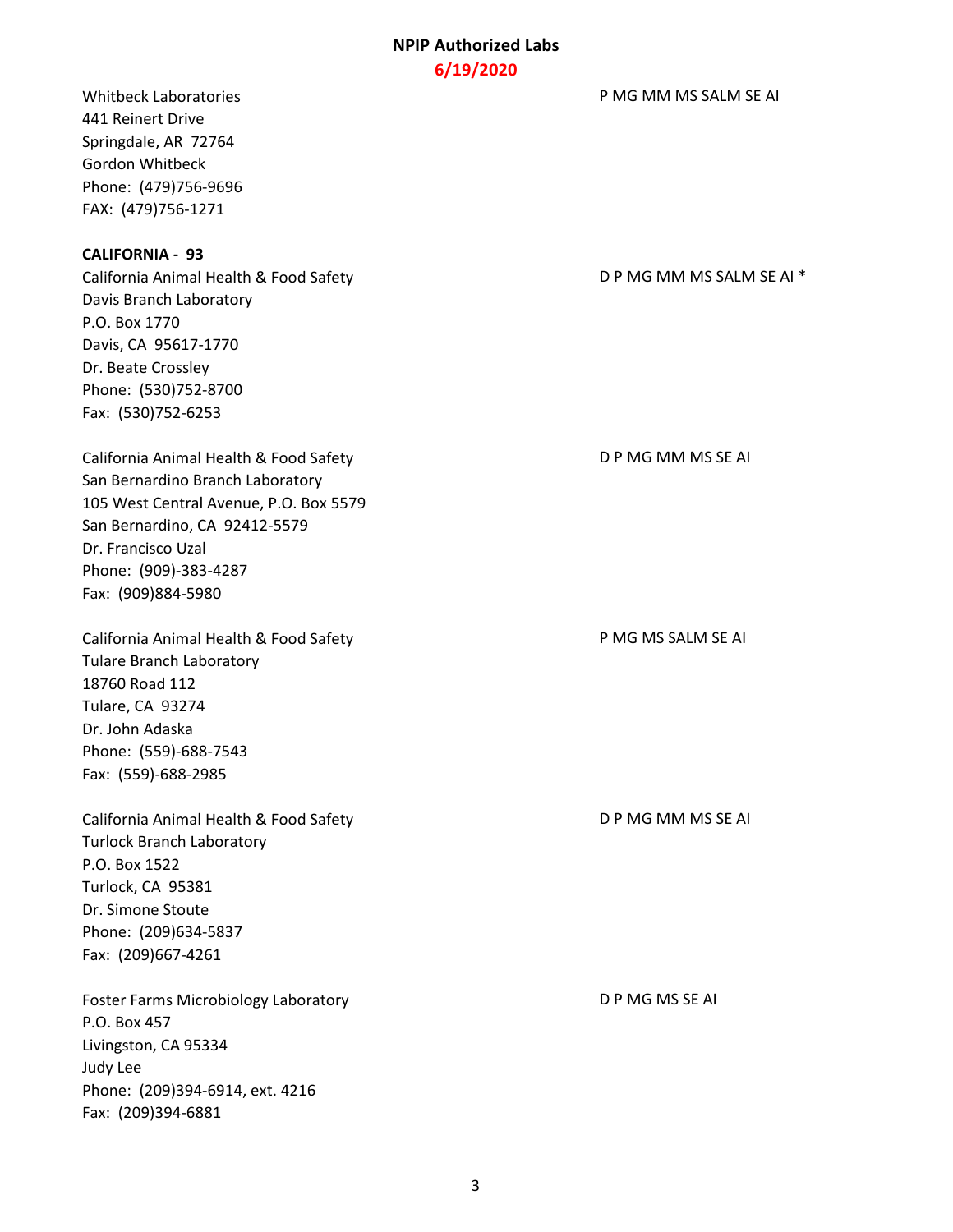Whitbeck Laboratories
441 Reinert Drive
Springdale, AR  72764
Gordon Whitbeck
Phone:  (479)756-9696
FAX:  (479)756-1271

P MG MM MS SALM SE AI

**CALIFORNIA -  93**

California Animal Health & Food Safety
Davis Branch Laboratory
P.O. Box 1770
Davis, CA  95617-1770
Dr. Beate Crossley
Phone:  (530)752-8700
Fax:  (530)752-6253

D P MG MM MS SALM SE AI *

California Animal Health & Food Safety
San Bernardino Branch Laboratory
105 West Central Avenue, P.O. Box 5579
San Bernardino, CA  92412-5579
Dr. Francisco Uzal
Phone:  (909)-383-4287
Fax:  (909)884-5980

D P MG MM MS SE AI

California Animal Health & Food Safety
Tulare Branch Laboratory
18760 Road 112
Tulare, CA  93274
Dr. John Adaska
Phone:  (559)-688-7543
Fax:  (559)-688-2985

P MG MS SALM SE AI

California Animal Health & Food Safety
Turlock Branch Laboratory
P.O. Box 1522
Turlock, CA  95381
Dr. Simone Stoute
Phone:  (209)634-5837
Fax:  (209)667-4261

D P MG MM MS SE AI

Foster Farms Microbiology Laboratory
P.O. Box 457
Livingston, CA 95334
Judy Lee
Phone:  (209)394-6914, ext. 4216
Fax:  (209)394-6881

D P MG MS SE AI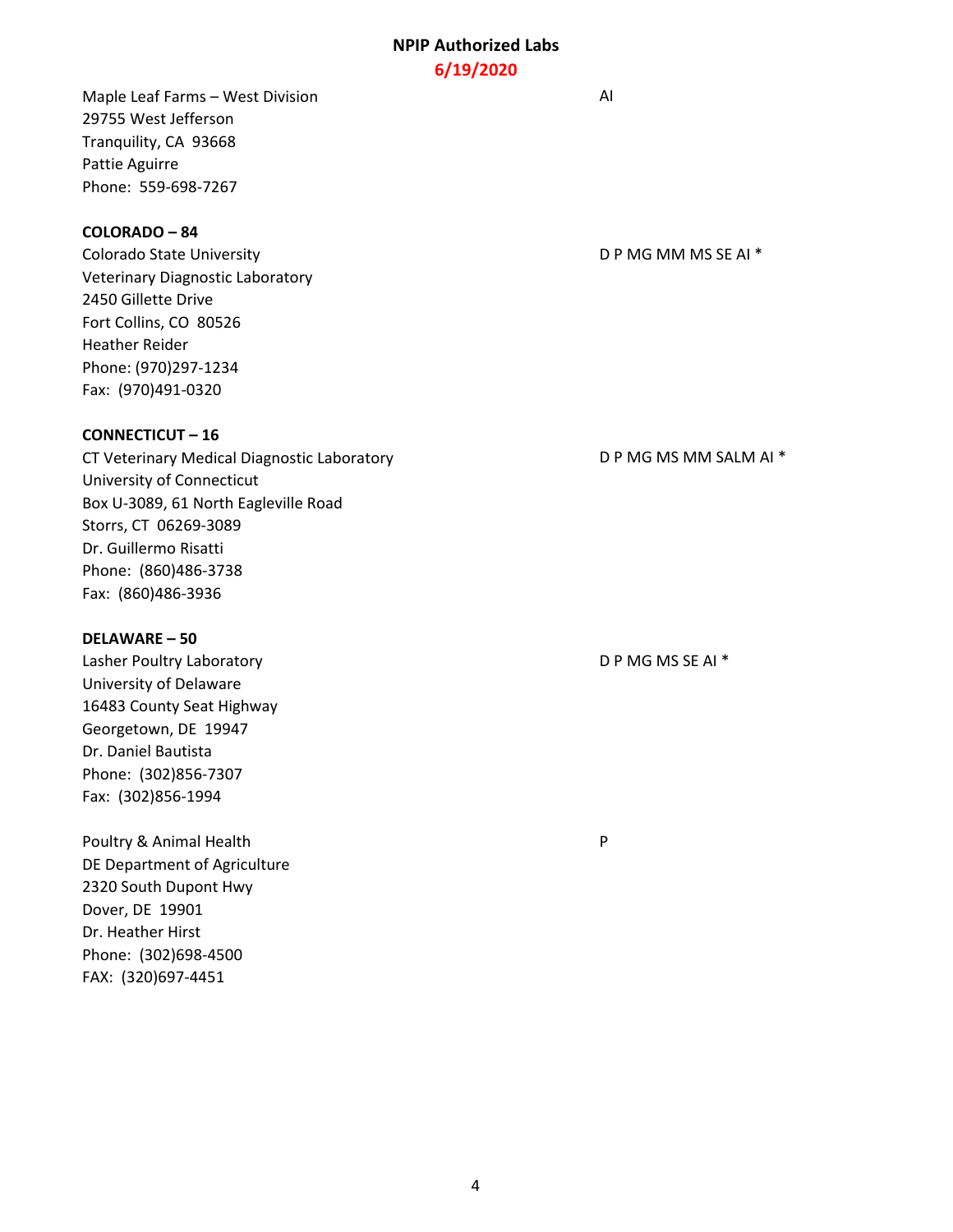Maple Leaf Farms – West Division
29755 West Jefferson
Tranquility, CA 93668
Pattie Aguirre
Phone: 559-698-7267

AI

**COLORADO – 84**

Colorado State University
Veterinary Diagnostic Laboratory
2450 Gillette Drive
Fort Collins, CO 80526
Heather Reider
Phone: (970)297-1234
Fax: (970)491-0320

D P MG MM MS SE AI *

**CONNECTICUT – 16**

CT Veterinary Medical Diagnostic Laboratory
University of Connecticut
Box U-3089, 61 North Eagleville Road
Storrs, CT 06269-3089
Dr. Guillermo Risatti
Phone: (860)486-3738
Fax: (860)486-3936

D P MG MS MM SALM AI *

**DELAWARE – 50**

Lasher Poultry Laboratory
University of Delaware
16483 County Seat Highway
Georgetown, DE 19947
Dr. Daniel Bautista
Phone: (302)856-7307
Fax: (302)856-1994

D P MG MS SE AI *

Poultry & Animal Health
DE Department of Agriculture
2320 South Dupont Hwy
Dover, DE 19901
Dr. Heather Hirst
Phone: (302)698-4500
FAX: (320)697-4451

P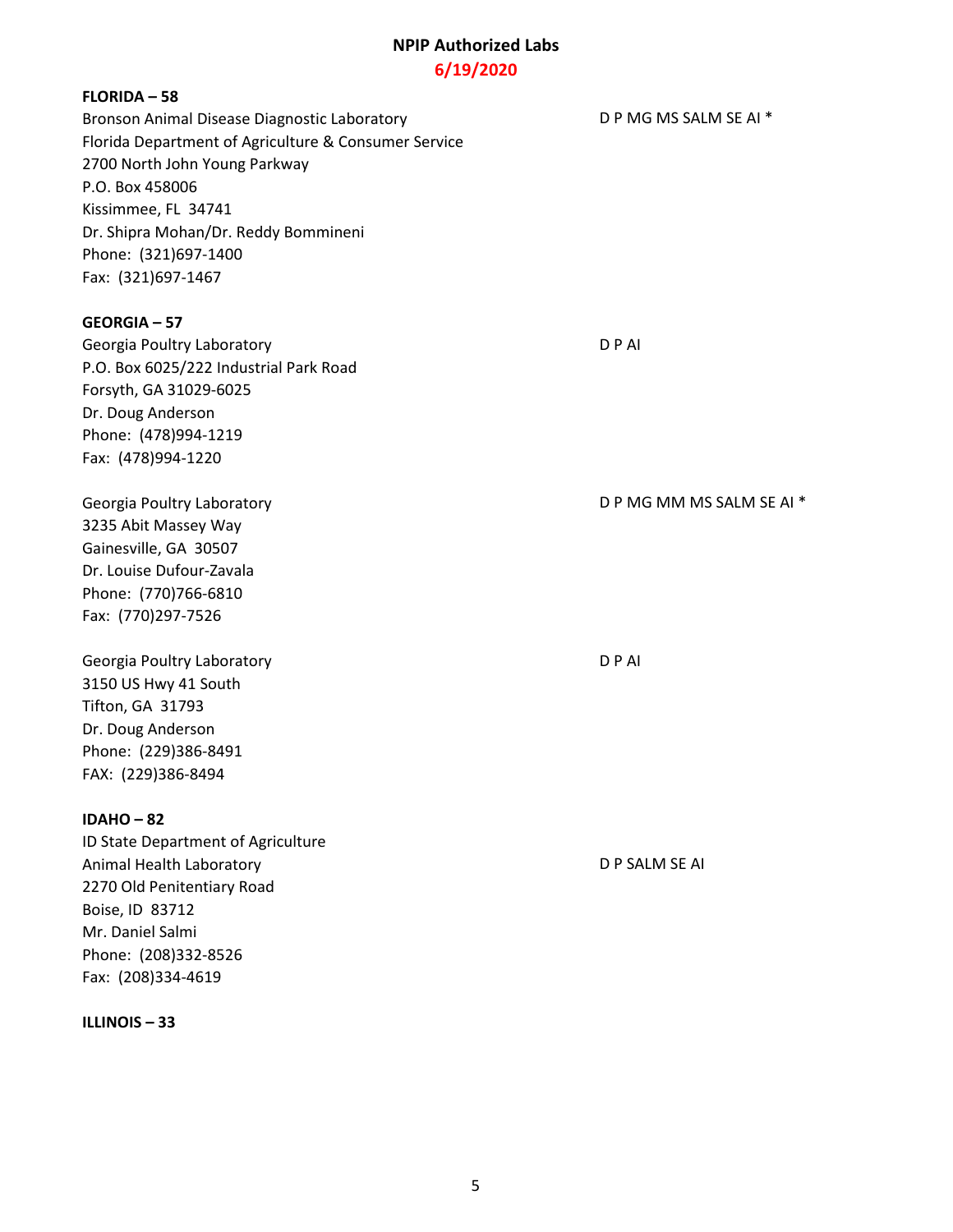**NPIP Authorized Labs**

**6/19/2020**

**FLORIDA – 58**

Bronson Animal Disease Diagnostic Laboratory — D P MG MS SALM SE AI *
Florida Department of Agriculture & Consumer Service
2700 North John Young Parkway
P.O. Box 458006
Kissimmee, FL 34741
Dr. Shipra Mohan/Dr. Reddy Bommineni
Phone: (321)697-1400
Fax: (321)697-1467

**GEORGIA – 57**

Georgia Poultry Laboratory — D P AI
P.O. Box 6025/222 Industrial Park Road
Forsyth, GA 31029-6025
Dr. Doug Anderson
Phone: (478)994-1219
Fax: (478)994-1220

Georgia Poultry Laboratory — D P MG MM MS SALM SE AI *
3235 Abit Massey Way
Gainesville, GA 30507
Dr. Louise Dufour-Zavala
Phone: (770)766-6810
Fax: (770)297-7526

Georgia Poultry Laboratory — D P AI
3150 US Hwy 41 South
Tifton, GA 31793
Dr. Doug Anderson
Phone: (229)386-8491
FAX: (229)386-8494

**IDAHO – 82**

ID State Department of Agriculture
Animal Health Laboratory — D P SALM SE AI
2270 Old Penitentiary Road
Boise, ID 83712
Mr. Daniel Salmi
Phone: (208)332-8526
Fax: (208)334-4619

**ILLINOIS – 33**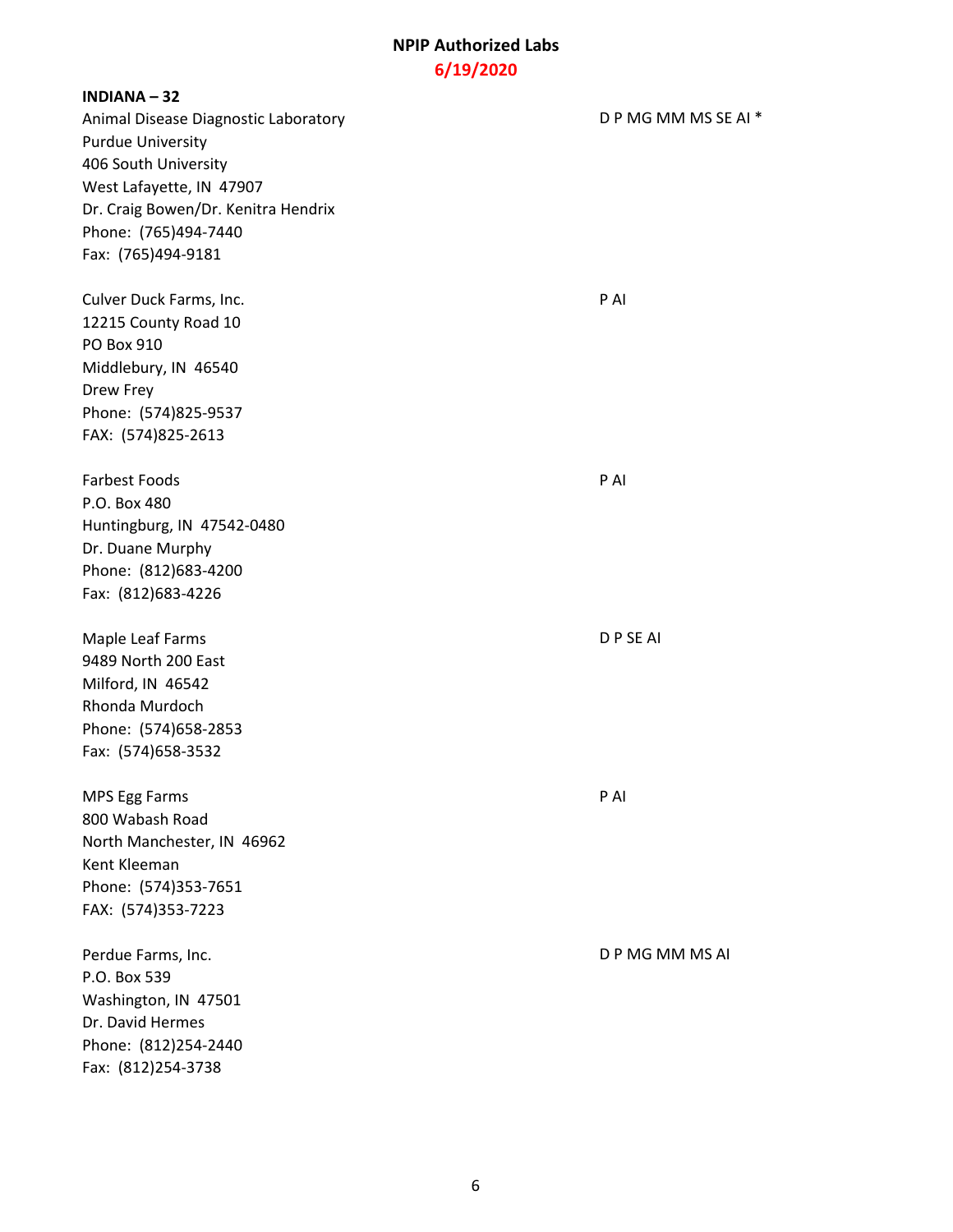**NPIP Authorized Labs**
**6/19/2020**

**INDIANA – 32**

Animal Disease Diagnostic Laboratory
Purdue University
406 South University
West Lafayette, IN 47907
Dr. Craig Bowen/Dr. Kenitra Hendrix
Phone: (765)494-7440
Fax: (765)494-9181

D P MG MM MS SE AI *

Culver Duck Farms, Inc.
12215 County Road 10
PO Box 910
Middlebury, IN 46540
Drew Frey
Phone: (574)825-9537
FAX: (574)825-2613

P AI

Farbest Foods
P.O. Box 480
Huntingburg, IN 47542-0480
Dr. Duane Murphy
Phone: (812)683-4200
Fax: (812)683-4226

P AI

Maple Leaf Farms
9489 North 200 East
Milford, IN 46542
Rhonda Murdoch
Phone: (574)658-2853
Fax: (574)658-3532

D P SE AI

MPS Egg Farms
800 Wabash Road
North Manchester, IN 46962
Kent Kleeman
Phone: (574)353-7651
FAX: (574)353-7223

P AI

Perdue Farms, Inc.
P.O. Box 539
Washington, IN 47501
Dr. David Hermes
Phone: (812)254-2440
Fax: (812)254-3738

D P MG MM MS AI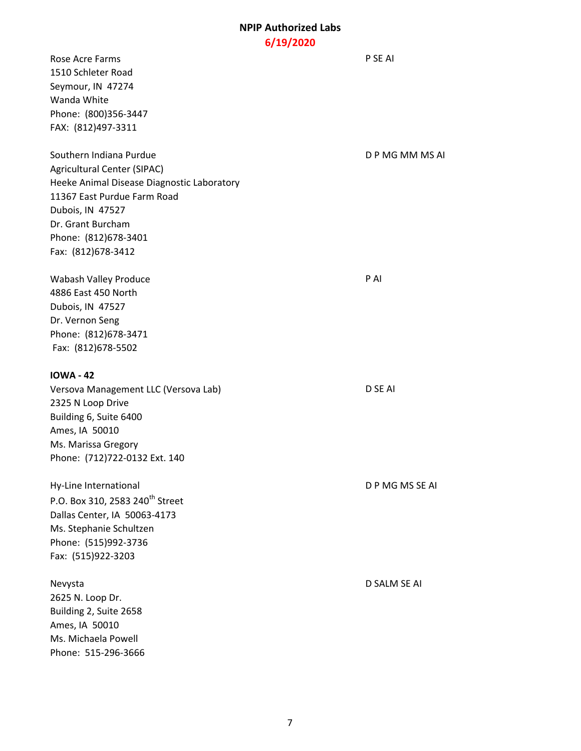Rose Acre Farms
1510 Schleter Road
Seymour, IN 47274
Wanda White
Phone: (800)356-3447
FAX: (812)497-3311

P SE AI

Southern Indiana Purdue
Agricultural Center (SIPAC)
Heeke Animal Disease Diagnostic Laboratory
11367 East Purdue Farm Road
Dubois, IN 47527
Dr. Grant Burcham
Phone: (812)678-3401
Fax: (812)678-3412

D P MG MM MS AI

Wabash Valley Produce
4886 East 450 North
Dubois, IN 47527
Dr. Vernon Seng
Phone: (812)678-3471
Fax: (812)678-5502

P AI

**IOWA - 42**

Versova Management LLC (Versova Lab)
2325 N Loop Drive
Building 6, Suite 6400
Ames, IA 50010
Ms. Marissa Gregory
Phone: (712)722-0132 Ext. 140

D SE AI

Hy-Line International
P.O. Box 310, 2583 240th Street
Dallas Center, IA 50063-4173
Ms. Stephanie Schultzen
Phone: (515)992-3736
Fax: (515)922-3203

D P MG MS SE AI

Nevysta
2625 N. Loop Dr.
Building 2, Suite 2658
Ames, IA 50010
Ms. Michaela Powell
Phone: 515-296-3666

D SALM SE AI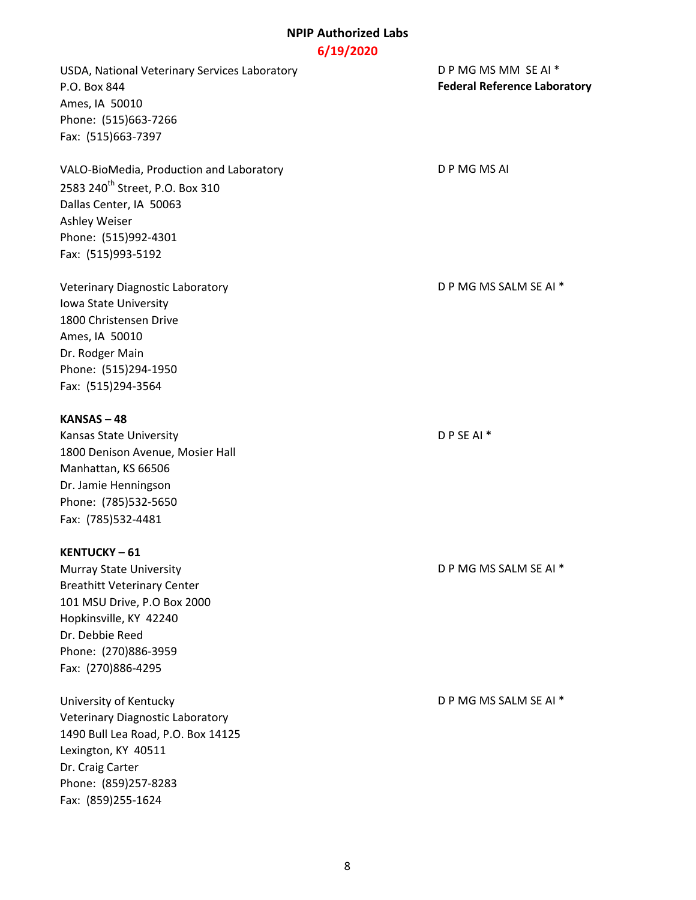USDA, National Veterinary Services Laboratory
P.O. Box 844
Ames, IA 50010
Phone: (515)663-7266
Fax: (515)663-7397

D P MG MS MM SE AI *
**Federal Reference Laboratory**

VALO-BioMedia, Production and Laboratory
2583 240th Street, P.O. Box 310
Dallas Center, IA 50063
Ashley Weiser
Phone: (515)992-4301
Fax: (515)993-5192

D P MG MS AI

Veterinary Diagnostic Laboratory
Iowa State University
1800 Christensen Drive
Ames, IA 50010
Dr. Rodger Main
Phone: (515)294-1950
Fax: (515)294-3564

D P MG MS SALM SE AI *

**KANSAS – 48**

Kansas State University
1800 Denison Avenue, Mosier Hall
Manhattan, KS 66506
Dr. Jamie Henningson
Phone: (785)532-5650
Fax: (785)532-4481

D P SE AI *

**KENTUCKY – 61**

Murray State University
Breathitt Veterinary Center
101 MSU Drive, P.O Box 2000
Hopkinsville, KY 42240
Dr. Debbie Reed
Phone: (270)886-3959
Fax: (270)886-4295

D P MG MS SALM SE AI *

University of Kentucky
Veterinary Diagnostic Laboratory
1490 Bull Lea Road, P.O. Box 14125
Lexington, KY 40511
Dr. Craig Carter
Phone: (859)257-8283
Fax: (859)255-1624

D P MG MS SALM SE AI *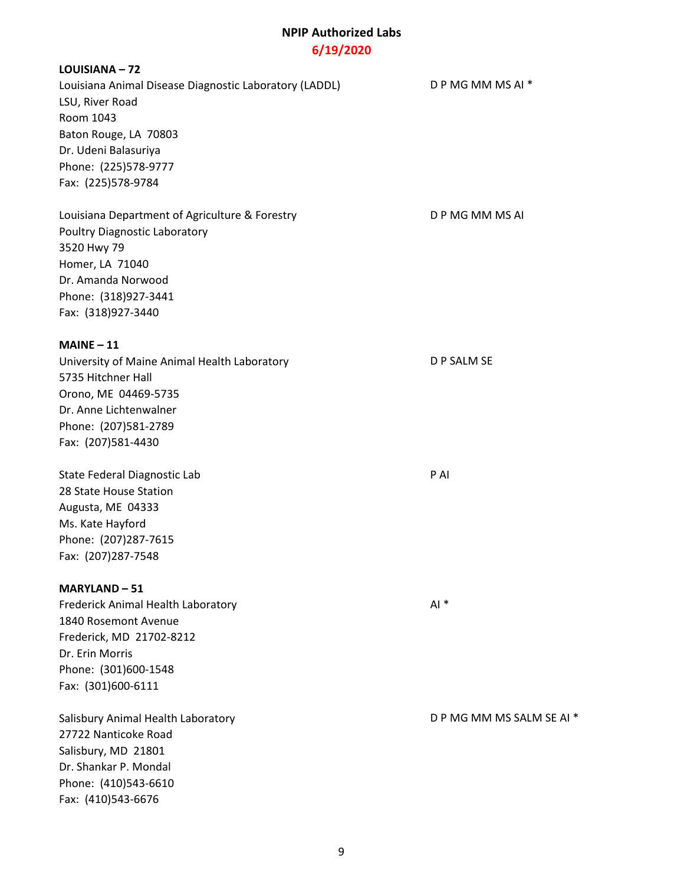# NPIP Authorized Labs

**6/19/2020**

**LOUISIANA – 72**

Louisiana Animal Disease Diagnostic Laboratory (LADDL) — D P MG MM MS AI *
LSU, River Road
Room 1043
Baton Rouge, LA 70803
Dr. Udeni Balasuriya
Phone: (225)578-9777
Fax: (225)578-9784

Louisiana Department of Agriculture & Forestry — D P MG MM MS AI
Poultry Diagnostic Laboratory
3520 Hwy 79
Homer, LA 71040
Dr. Amanda Norwood
Phone: (318)927-3441
Fax: (318)927-3440

**MAINE – 11**

University of Maine Animal Health Laboratory — D P SALM SE
5735 Hitchner Hall
Orono, ME 04469-5735
Dr. Anne Lichtenwalner
Phone: (207)581-2789
Fax: (207)581-4430

State Federal Diagnostic Lab — P AI
28 State House Station
Augusta, ME 04333
Ms. Kate Hayford
Phone: (207)287-7615
Fax: (207)287-7548

**MARYLAND – 51**

Frederick Animal Health Laboratory — AI *
1840 Rosemont Avenue
Frederick, MD 21702-8212
Dr. Erin Morris
Phone: (301)600-1548
Fax: (301)600-6111

Salisbury Animal Health Laboratory — D P MG MM MS SALM SE AI *
27722 Nanticoke Road
Salisbury, MD 21801
Dr. Shankar P. Mondal
Phone: (410)543-6610
Fax: (410)543-6676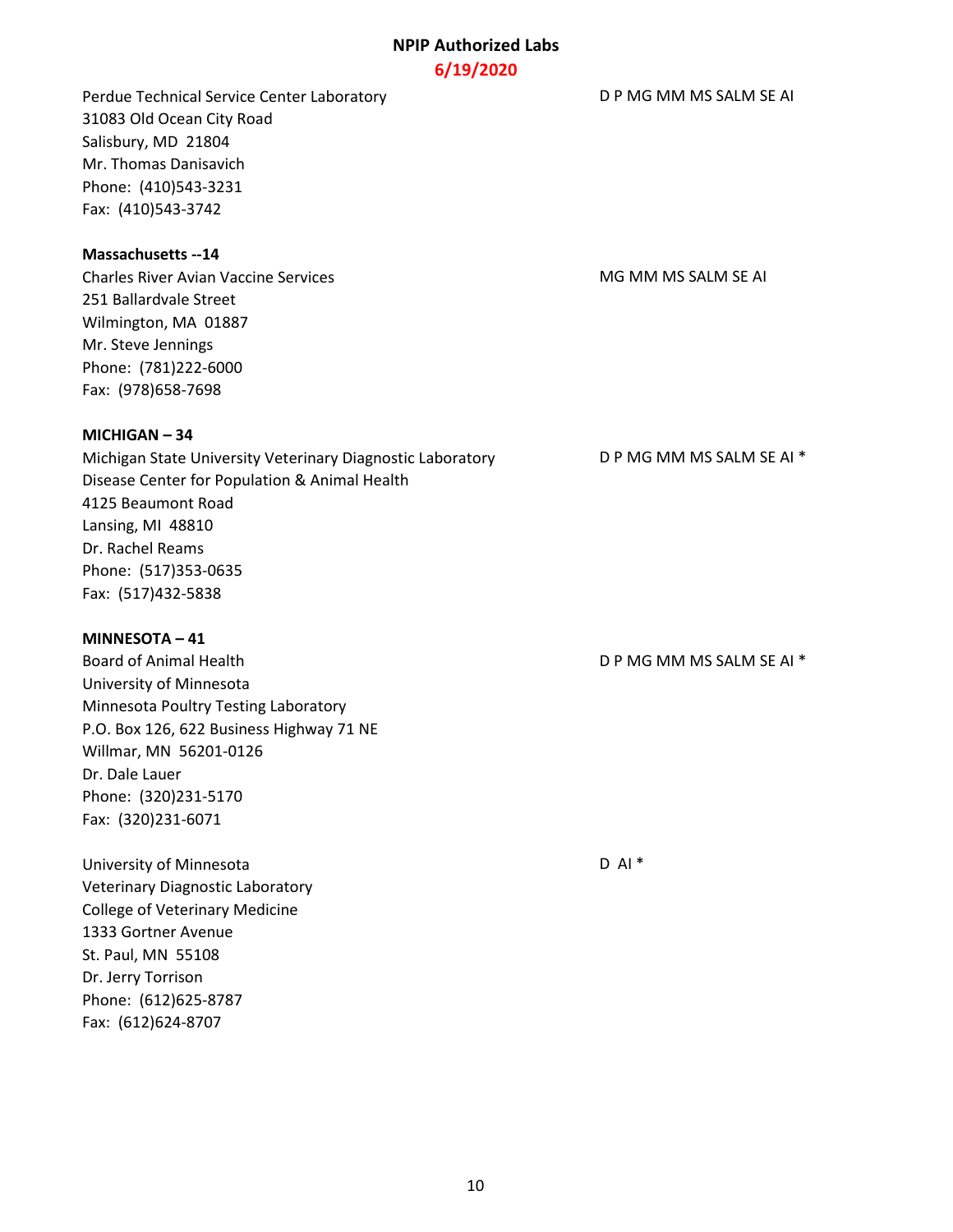Perdue Technical Service Center Laboratory
31083 Old Ocean City Road
Salisbury, MD 21804
Mr. Thomas Danisavich
Phone: (410)543-3231
Fax: (410)543-3742

D P MG MM MS SALM SE AI

**Massachusetts --14**

Charles River Avian Vaccine Services
251 Ballardvale Street
Wilmington, MA 01887
Mr. Steve Jennings
Phone: (781)222-6000
Fax: (978)658-7698

MG MM MS SALM SE AI

**MICHIGAN – 34**

Michigan State University Veterinary Diagnostic Laboratory
Disease Center for Population & Animal Health
4125 Beaumont Road
Lansing, MI 48810
Dr. Rachel Reams
Phone: (517)353-0635
Fax: (517)432-5838

D P MG MM MS SALM SE AI *

**MINNESOTA – 41**

Board of Animal Health
University of Minnesota
Minnesota Poultry Testing Laboratory
P.O. Box 126, 622 Business Highway 71 NE
Willmar, MN 56201-0126
Dr. Dale Lauer
Phone: (320)231-5170
Fax: (320)231-6071

D P MG MM MS SALM SE AI *

University of Minnesota
Veterinary Diagnostic Laboratory
College of Veterinary Medicine
1333 Gortner Avenue
St. Paul, MN 55108
Dr. Jerry Torrison
Phone: (612)625-8787
Fax: (612)624-8707

D AI *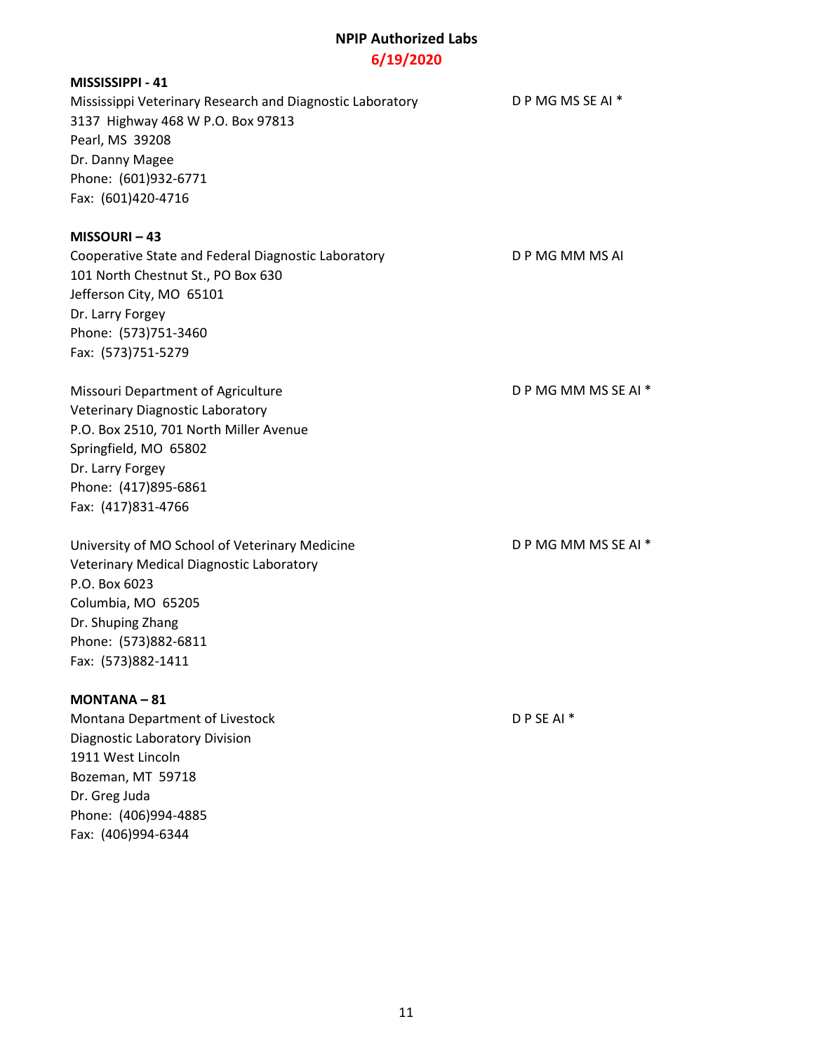# NPIP Authorized Labs

**6/19/2020**

**MISSISSIPPI - 41**

Mississippi Veterinary Research and Diagnostic Laboratory — D P MG MS SE AI *
3137 Highway 468 W P.O. Box 97813
Pearl, MS 39208
Dr. Danny Magee
Phone: (601)932-6771
Fax: (601)420-4716

**MISSOURI – 43**

Cooperative State and Federal Diagnostic Laboratory — D P MG MM MS AI
101 North Chestnut St., PO Box 630
Jefferson City, MO 65101
Dr. Larry Forgey
Phone: (573)751-3460
Fax: (573)751-5279

Missouri Department of Agriculture — D P MG MM MS SE AI *
Veterinary Diagnostic Laboratory
P.O. Box 2510, 701 North Miller Avenue
Springfield, MO 65802
Dr. Larry Forgey
Phone: (417)895-6861
Fax: (417)831-4766

University of MO School of Veterinary Medicine — D P MG MM MS SE AI *
Veterinary Medical Diagnostic Laboratory
P.O. Box 6023
Columbia, MO 65205
Dr. Shuping Zhang
Phone: (573)882-6811
Fax: (573)882-1411

**MONTANA – 81**

Montana Department of Livestock — D P SE AI *
Diagnostic Laboratory Division
1911 West Lincoln
Bozeman, MT 59718
Dr. Greg Juda
Phone: (406)994-4885
Fax: (406)994-6344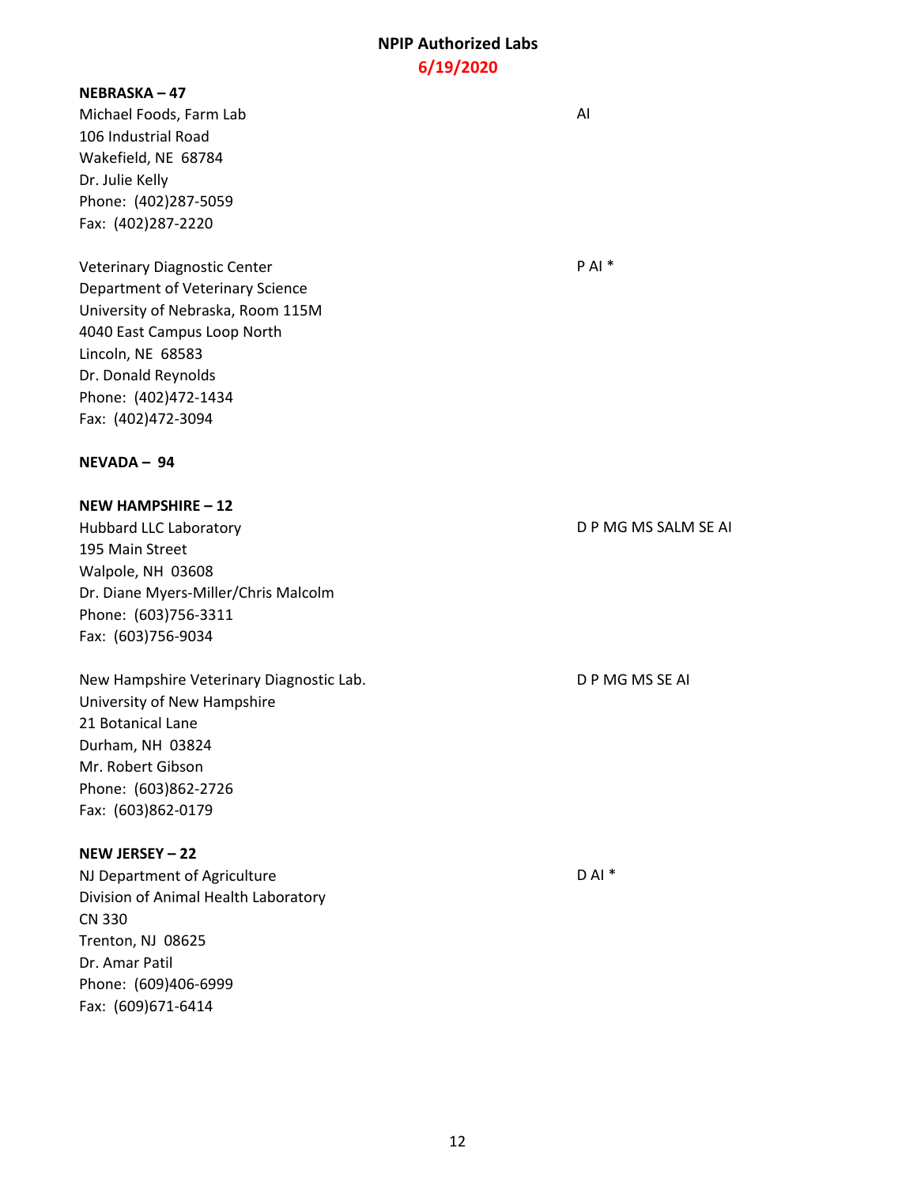## NPIP Authorized Labs

**6/19/2020**

**NEBRASKA – 47**

Michael Foods, Farm Lab
106 Industrial Road
Wakefield, NE 68784
Dr. Julie Kelly
Phone: (402)287-5059
Fax: (402)287-2220

AI

Veterinary Diagnostic Center
Department of Veterinary Science
University of Nebraska, Room 115M
4040 East Campus Loop North
Lincoln, NE 68583
Dr. Donald Reynolds
Phone: (402)472-1434
Fax: (402)472-3094

P AI *

**NEVADA – 94**

**NEW HAMPSHIRE – 12**

Hubbard LLC Laboratory
195 Main Street
Walpole, NH 03608
Dr. Diane Myers-Miller/Chris Malcolm
Phone: (603)756-3311
Fax: (603)756-9034

D P MG MS SALM SE AI

New Hampshire Veterinary Diagnostic Lab.
University of New Hampshire
21 Botanical Lane
Durham, NH 03824
Mr. Robert Gibson
Phone: (603)862-2726
Fax: (603)862-0179

D P MG MS SE AI

**NEW JERSEY – 22**

NJ Department of Agriculture
Division of Animal Health Laboratory
CN 330
Trenton, NJ 08625
Dr. Amar Patil
Phone: (609)406-6999
Fax: (609)671-6414

D AI *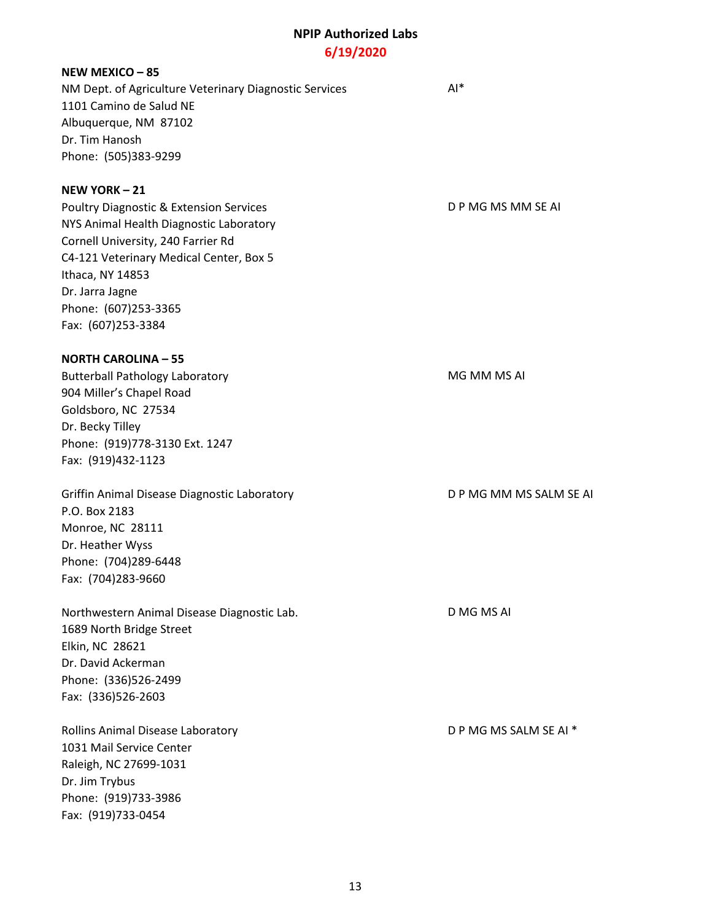## NPIP Authorized Labs

**6/19/2020**

**NEW MEXICO – 85**

NM Dept. of Agriculture Veterinary Diagnostic Services — AI*
1101 Camino de Salud NE
Albuquerque, NM 87102
Dr. Tim Hanosh
Phone: (505)383-9299

**NEW YORK – 21**

Poultry Diagnostic & Extension Services — D P MG MS MM SE AI
NYS Animal Health Diagnostic Laboratory
Cornell University, 240 Farrier Rd
C4-121 Veterinary Medical Center, Box 5
Ithaca, NY 14853
Dr. Jarra Jagne
Phone: (607)253-3365
Fax: (607)253-3384

**NORTH CAROLINA – 55**

Butterball Pathology Laboratory — MG MM MS AI
904 Miller's Chapel Road
Goldsboro, NC 27534
Dr. Becky Tilley
Phone: (919)778-3130 Ext. 1247
Fax: (919)432-1123

Griffin Animal Disease Diagnostic Laboratory — D P MG MM MS SALM SE AI
P.O. Box 2183
Monroe, NC 28111
Dr. Heather Wyss
Phone: (704)289-6448
Fax: (704)283-9660

Northwestern Animal Disease Diagnostic Lab. — D MG MS AI
1689 North Bridge Street
Elkin, NC 28621
Dr. David Ackerman
Phone: (336)526-2499
Fax: (336)526-2603

Rollins Animal Disease Laboratory — D P MG MS SALM SE AI *
1031 Mail Service Center
Raleigh, NC 27699-1031
Dr. Jim Trybus
Phone: (919)733-3986
Fax: (919)733-0454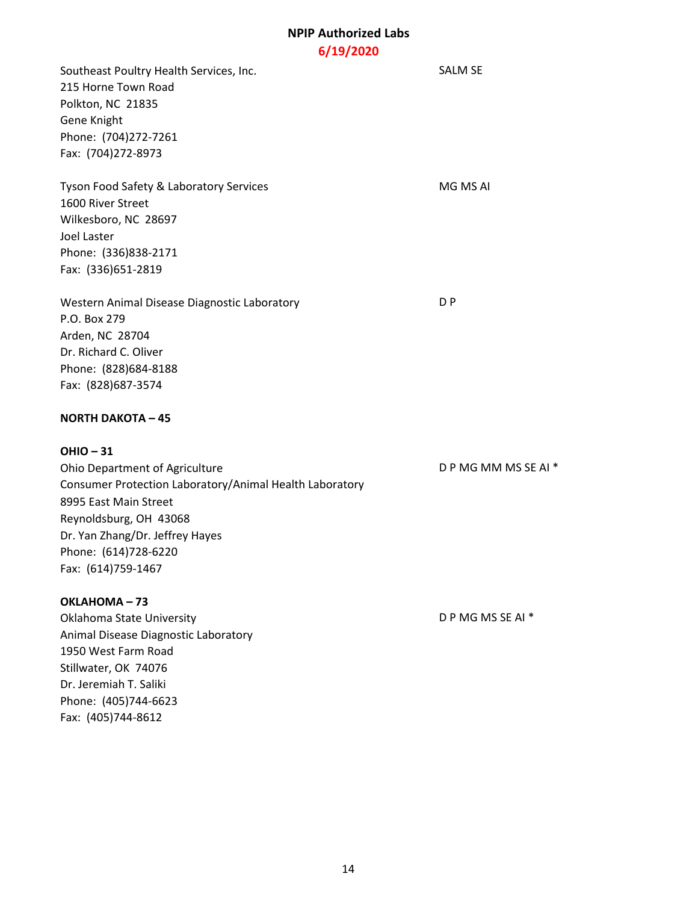Southeast Poultry Health Services, Inc. — SALM SE
215 Horne Town Road
Polkton, NC 21835
Gene Knight
Phone: (704)272-7261
Fax: (704)272-8973

Tyson Food Safety & Laboratory Services — MG MS AI
1600 River Street
Wilkesboro, NC 28697
Joel Laster
Phone: (336)838-2171
Fax: (336)651-2819

Western Animal Disease Diagnostic Laboratory — D P
P.O. Box 279
Arden, NC 28704
Dr. Richard C. Oliver
Phone: (828)684-8188
Fax: (828)687-3574

**NORTH DAKOTA – 45**

**OHIO – 31**

Ohio Department of Agriculture — D P MG MM MS SE AI *
Consumer Protection Laboratory/Animal Health Laboratory
8995 East Main Street
Reynoldsburg, OH 43068
Dr. Yan Zhang/Dr. Jeffrey Hayes
Phone: (614)728-6220
Fax: (614)759-1467

**OKLAHOMA – 73**

Oklahoma State University — D P MG MS SE AI *
Animal Disease Diagnostic Laboratory
1950 West Farm Road
Stillwater, OK 74076
Dr. Jeremiah T. Saliki
Phone: (405)744-6623
Fax: (405)744-8612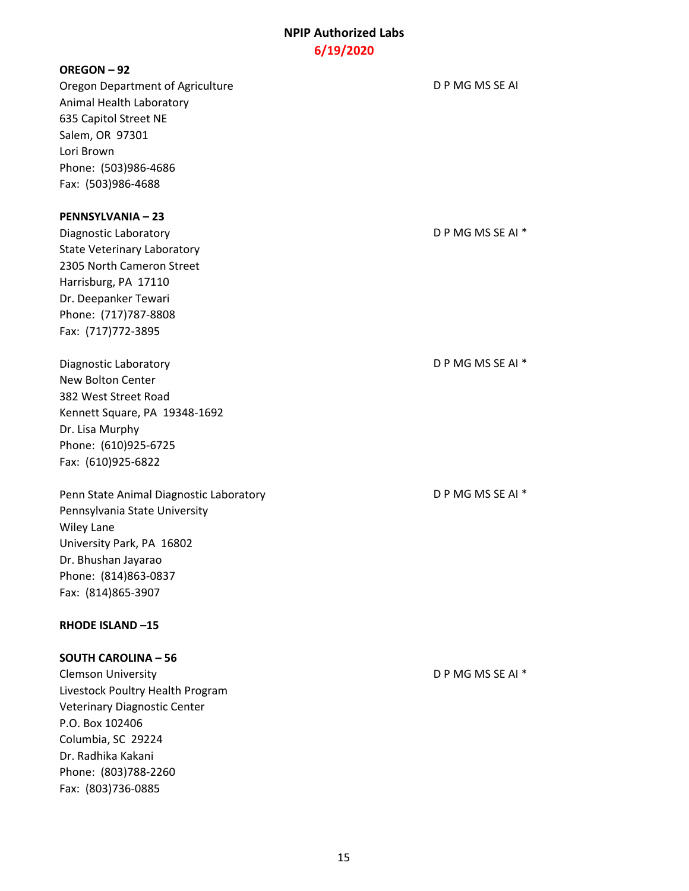# NPIP Authorized Labs
## 6/19/2020

**OREGON – 92**

Oregon Department of Agriculture — D P MG MS SE AI
Animal Health Laboratory
635 Capitol Street NE
Salem, OR 97301
Lori Brown
Phone: (503)986-4686
Fax: (503)986-4688

**PENNSYLVANIA – 23**

Diagnostic Laboratory — D P MG MS SE AI *
State Veterinary Laboratory
2305 North Cameron Street
Harrisburg, PA 17110
Dr. Deepanker Tewari
Phone: (717)787-8808
Fax: (717)772-3895

Diagnostic Laboratory — D P MG MS SE AI *
New Bolton Center
382 West Street Road
Kennett Square, PA 19348-1692
Dr. Lisa Murphy
Phone: (610)925-6725
Fax: (610)925-6822

Penn State Animal Diagnostic Laboratory — D P MG MS SE AI *
Pennsylvania State University
Wiley Lane
University Park, PA 16802
Dr. Bhushan Jayarao
Phone: (814)863-0837
Fax: (814)865-3907

**RHODE ISLAND –15**

**SOUTH CAROLINA – 56**

Clemson University — D P MG MS SE AI *
Livestock Poultry Health Program
Veterinary Diagnostic Center
P.O. Box 102406
Columbia, SC 29224
Dr. Radhika Kakani
Phone: (803)788-2260
Fax: (803)736-0885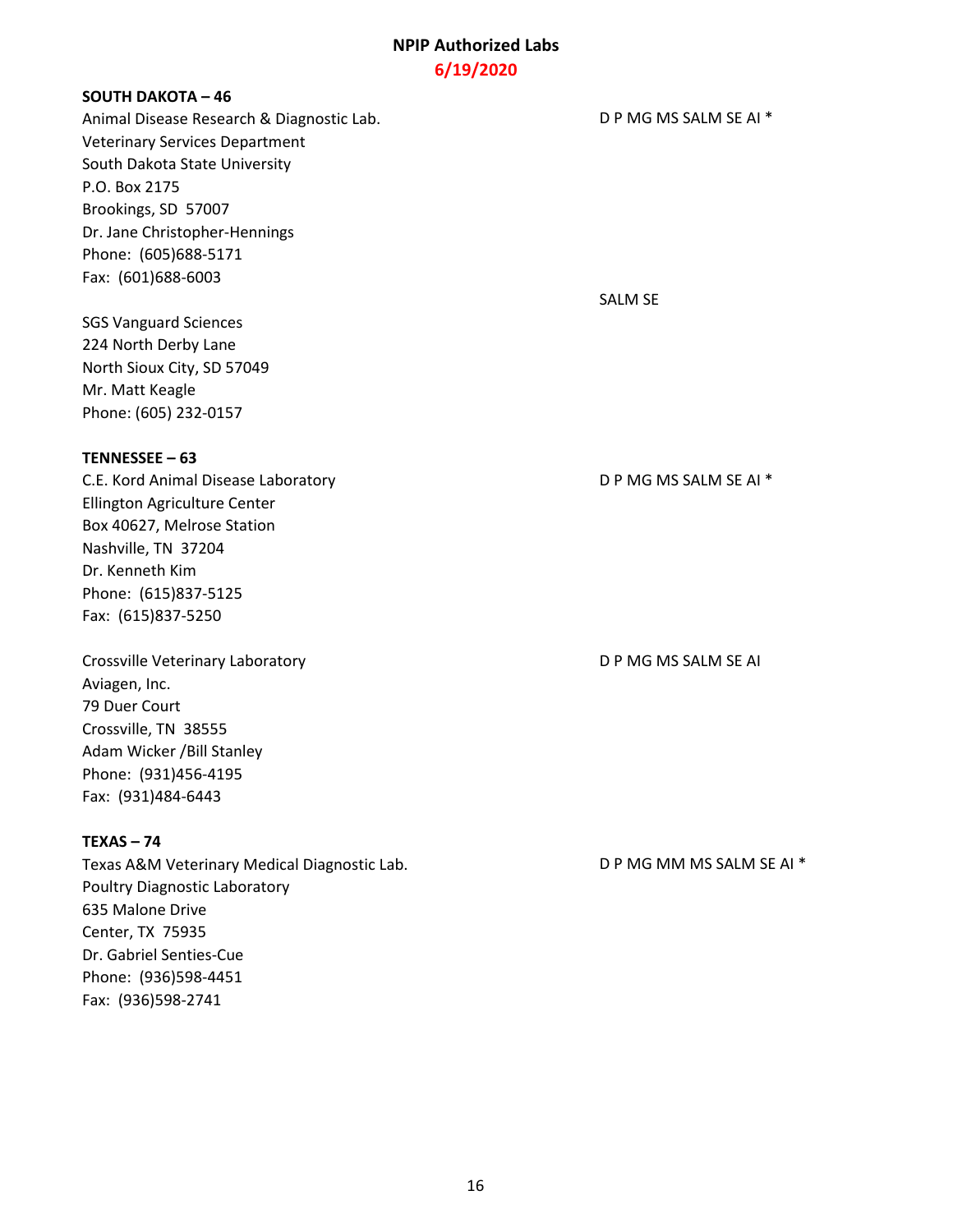## NPIP Authorized Labs

**6/19/2020**

**SOUTH DAKOTA – 46**

Animal Disease Research & Diagnostic Lab.
Veterinary Services Department
South Dakota State University
P.O. Box 2175
Brookings, SD 57007
Dr. Jane Christopher-Hennings
Phone: (605)688-5171
Fax: (601)688-6003

D P MG MS SALM SE AI *

SGS Vanguard Sciences
224 North Derby Lane
North Sioux City, SD 57049
Mr. Matt Keagle
Phone: (605) 232-0157

SALM SE

**TENNESSEE – 63**

C.E. Kord Animal Disease Laboratory
Ellington Agriculture Center
Box 40627, Melrose Station
Nashville, TN 37204
Dr. Kenneth Kim
Phone: (615)837-5125
Fax: (615)837-5250

D P MG MS SALM SE AI *

Crossville Veterinary Laboratory
Aviagen, Inc.
79 Duer Court
Crossville, TN 38555
Adam Wicker /Bill Stanley
Phone: (931)456-4195
Fax: (931)484-6443

D P MG MS SALM SE AI

**TEXAS – 74**

Texas A&M Veterinary Medical Diagnostic Lab.
Poultry Diagnostic Laboratory
635 Malone Drive
Center, TX 75935
Dr. Gabriel Senties-Cue
Phone: (936)598-4451
Fax: (936)598-2741

D P MG MM MS SALM SE AI *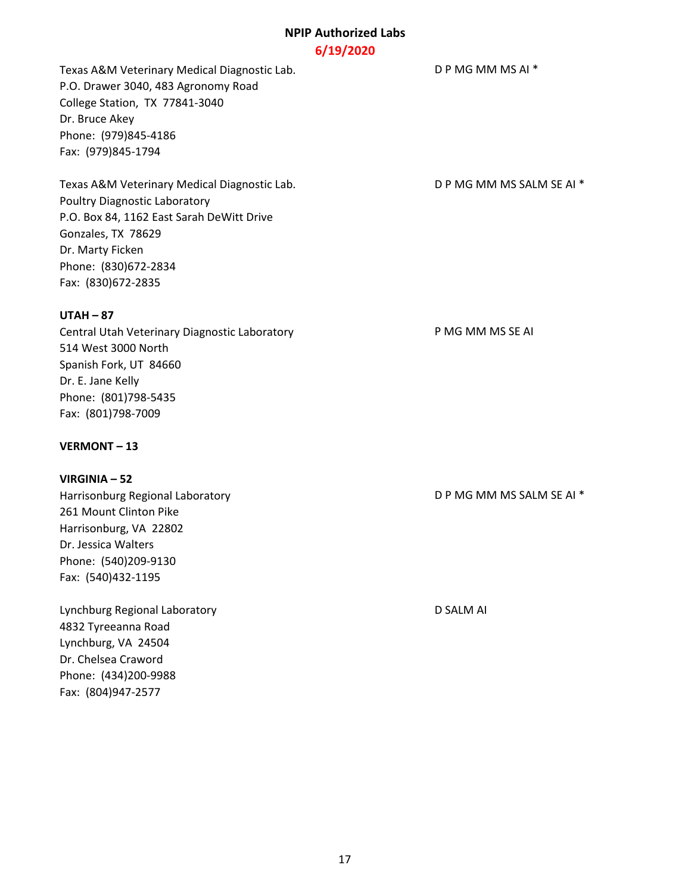Texas A&M Veterinary Medical Diagnostic Lab.
P.O. Drawer 3040, 483 Agronomy Road
College Station, TX 77841-3040
Dr. Bruce Akey
Phone: (979)845-4186
Fax: (979)845-1794

D P MG MM MS AI *

Texas A&M Veterinary Medical Diagnostic Lab.
Poultry Diagnostic Laboratory
P.O. Box 84, 1162 East Sarah DeWitt Drive
Gonzales, TX 78629
Dr. Marty Ficken
Phone: (830)672-2834
Fax: (830)672-2835

D P MG MM MS SALM SE AI *

**UTAH – 87**

Central Utah Veterinary Diagnostic Laboratory
514 West 3000 North
Spanish Fork, UT 84660
Dr. E. Jane Kelly
Phone: (801)798-5435
Fax: (801)798-7009

P MG MM MS SE AI

**VERMONT – 13**

**VIRGINIA – 52**

Harrisonburg Regional Laboratory
261 Mount Clinton Pike
Harrisonburg, VA 22802
Dr. Jessica Walters
Phone: (540)209-9130
Fax: (540)432-1195

D P MG MM MS SALM SE AI *

Lynchburg Regional Laboratory
4832 Tyreeanna Road
Lynchburg, VA 24504
Dr. Chelsea Craword
Phone: (434)200-9988
Fax: (804)947-2577

D SALM AI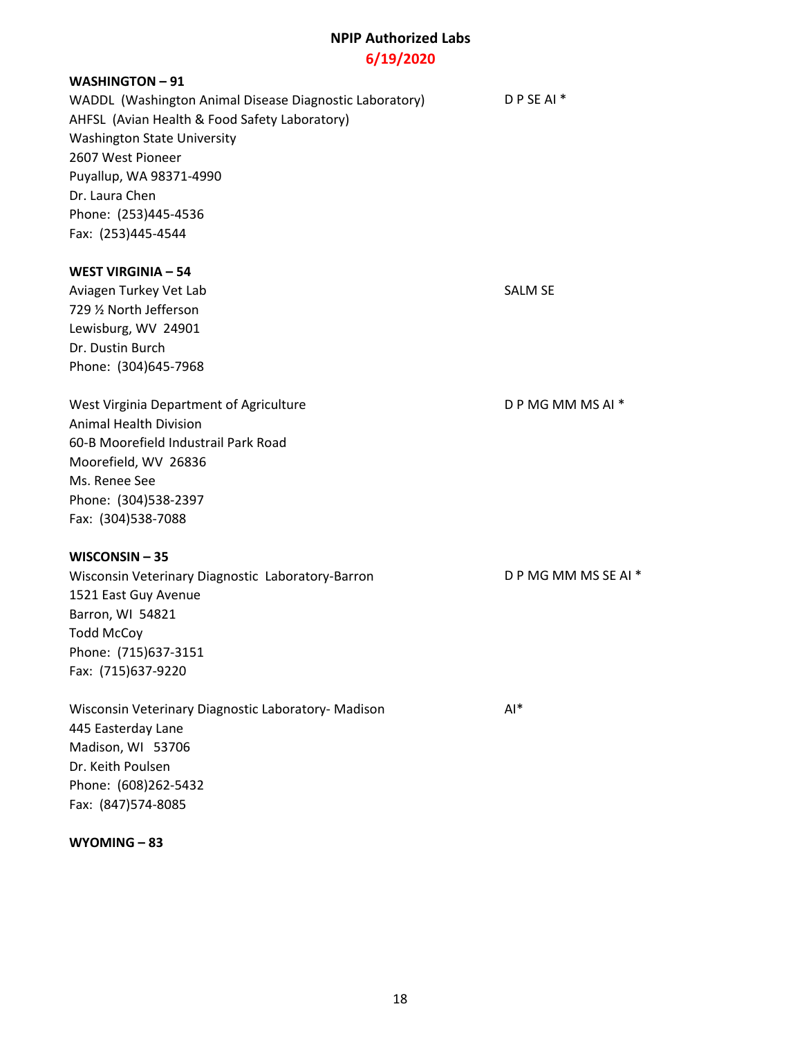# NPIP Authorized Labs

**6/19/2020**

**WASHINGTON – 91**

WADDL (Washington Animal Disease Diagnostic Laboratory) — D P SE AI *
AHFSL (Avian Health & Food Safety Laboratory)
Washington State University
2607 West Pioneer
Puyallup, WA 98371-4990
Dr. Laura Chen
Phone: (253)445-4536
Fax: (253)445-4544

**WEST VIRGINIA – 54**

Aviagen Turkey Vet Lab — SALM SE
729 ½ North Jefferson
Lewisburg, WV 24901
Dr. Dustin Burch
Phone: (304)645-7968

West Virginia Department of Agriculture — D P MG MM MS AI *
Animal Health Division
60-B Moorefield Industrail Park Road
Moorefield, WV 26836
Ms. Renee See
Phone: (304)538-2397
Fax: (304)538-7088

**WISCONSIN – 35**

Wisconsin Veterinary Diagnostic Laboratory-Barron — D P MG MM MS SE AI *
1521 East Guy Avenue
Barron, WI 54821
Todd McCoy
Phone: (715)637-3151
Fax: (715)637-9220

Wisconsin Veterinary Diagnostic Laboratory- Madison — AI*
445 Easterday Lane
Madison, WI 53706
Dr. Keith Poulsen
Phone: (608)262-5432
Fax: (847)574-8085

**WYOMING – 83**